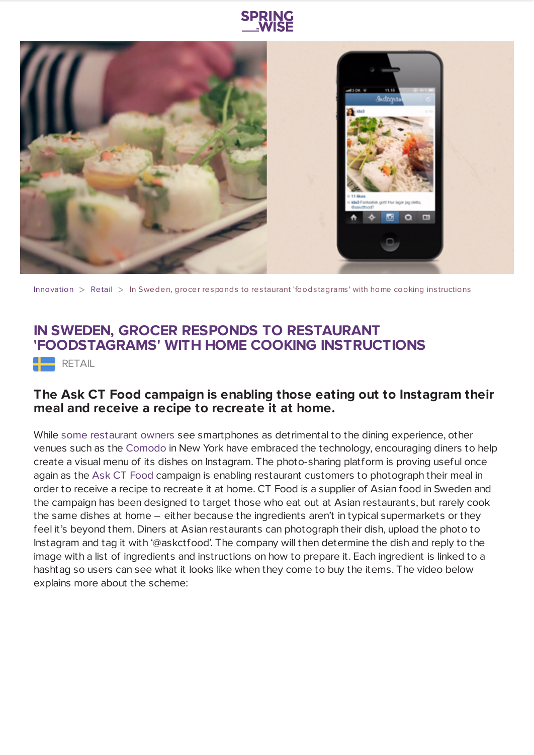Innovation > Retail > In Sweden, grocer responds to restaurant 'foodstagrams' with home cooking instructions

# IN SWEDEN, GROCER RESPONDS TO RESTAURANT 'FOODSTAGRAMS' WITH HOME COOKING INSTRUCTIONS

RETAIL

### The Ask CT Food campaign is enabling those eating out to Instagram their meal and receive a recipe to recreate it at home.

While some restaurant owners see smartphones as detrimental to the dining experience, other venues such as the Comodo in New York have embraced the technology, encouraging diners to help create a visual menu of its dishes on Instagram. The photo-sharing platform is proving useful once again as the Ask CT Food campaign is enabling restaurant customers to photograph their meal in order to receive a recipe to recreate it at home. CT Food is a supplier of Asian food in Sweden and the campaign has been designed to target those who eat out at Asian restaurants, but rarely cook the same dishes at home – either because the ingredients aren't in typical supermarkets or they feel it's beyond them. Diners at Asian restaurants can photograph their dish, upload the photo to Instagram and tag it with '@askctfood'. The company will then determine the dish and reply to the image with a list of ingredients and instructions on how to prepare it. Each ingredient is linked to a hashtag so users can see what it looks like when they come to buy the items. The video below explains more about the scheme: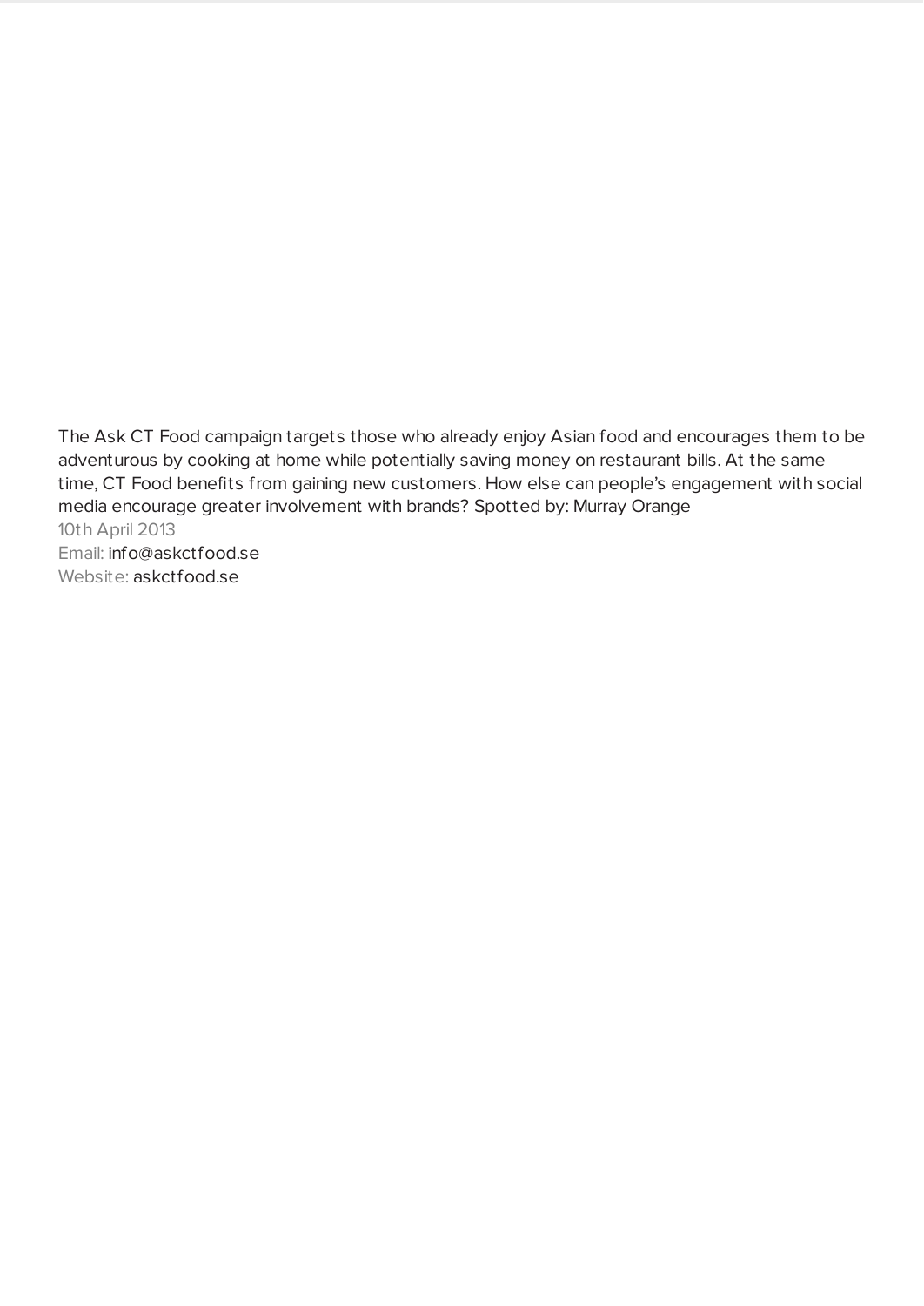The Ask CT Food campaign targets those who already enjoy Asian food and encourages them to be adventurous by cooking at home while potentially saving money on restaurant bills. At the same time, CT Food benefits from gaining new customers. How else can people's engagement with social media encourage greater involvement with brands? Spotted by: Murray Orange

10th April 2013

Email: info@askctfood.se

Website: askctfood.se